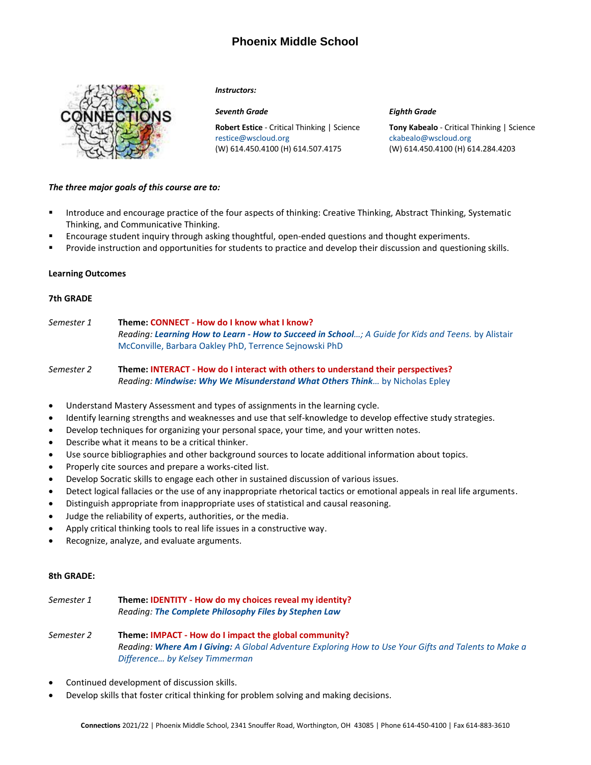# Phoenix Middle School

***Instructors:***

***Seventh Grade***

**Robert Estice** - Critical Thinking | Science
restice@wscloud.org
(W) 614.450.4100 (H) 614.507.4175

***Eighth Grade***

**Tony Kabealo** - Critical Thinking | Science
ckabealo@wscloud.org
(W) 614.450.4100 (H) 614.284.4203

***The three major goals of this course are to:***

- Introduce and encourage practice of the four aspects of thinking: Creative Thinking, Abstract Thinking, Systematic Thinking, and Communicative Thinking.
- Encourage student inquiry through asking thoughtful, open-ended questions and thought experiments.
- Provide instruction and opportunities for students to practice and develop their discussion and questioning skills.

**Learning Outcomes**

**7th GRADE**

*Semester 1* — **Theme: CONNECT - How do I know what I know?**
*Reading:* ***Learning How to Learn - How to Succeed in School****…; A Guide for Kids and Teens.* by Alistair McConville, Barbara Oakley PhD, Terrence Sejnowski PhD

*Semester 2* — **Theme: INTERACT - How do I interact with others to understand their perspectives?**
*Reading:* ***Mindwise: Why We Misunderstand What Others Think****…* by Nicholas Epley

- Understand Mastery Assessment and types of assignments in the learning cycle.
- Identify learning strengths and weaknesses and use that self-knowledge to develop effective study strategies.
- Develop techniques for organizing your personal space, your time, and your written notes.
- Describe what it means to be a critical thinker.
- Use source bibliographies and other background sources to locate additional information about topics.
- Properly cite sources and prepare a works-cited list.
- Develop Socratic skills to engage each other in sustained discussion of various issues.
- Detect logical fallacies or the use of any inappropriate rhetorical tactics or emotional appeals in real life arguments.
- Distinguish appropriate from inappropriate uses of statistical and causal reasoning.
- Judge the reliability of experts, authorities, or the media.
- Apply critical thinking tools to real life issues in a constructive way.
- Recognize, analyze, and evaluate arguments.

**8th GRADE:**

*Semester 1* — **Theme: IDENTITY - How do my choices reveal my identity?**
*Reading:* ***The Complete Philosophy Files by Stephen Law***

*Semester 2* — **Theme: IMPACT - How do I impact the global community?**
*Reading:* ***Where Am I Giving:*** *A Global Adventure Exploring How to Use Your Gifts and Talents to Make a Difference… by Kelsey Timmerman*

- Continued development of discussion skills.
- Develop skills that foster critical thinking for problem solving and making decisions.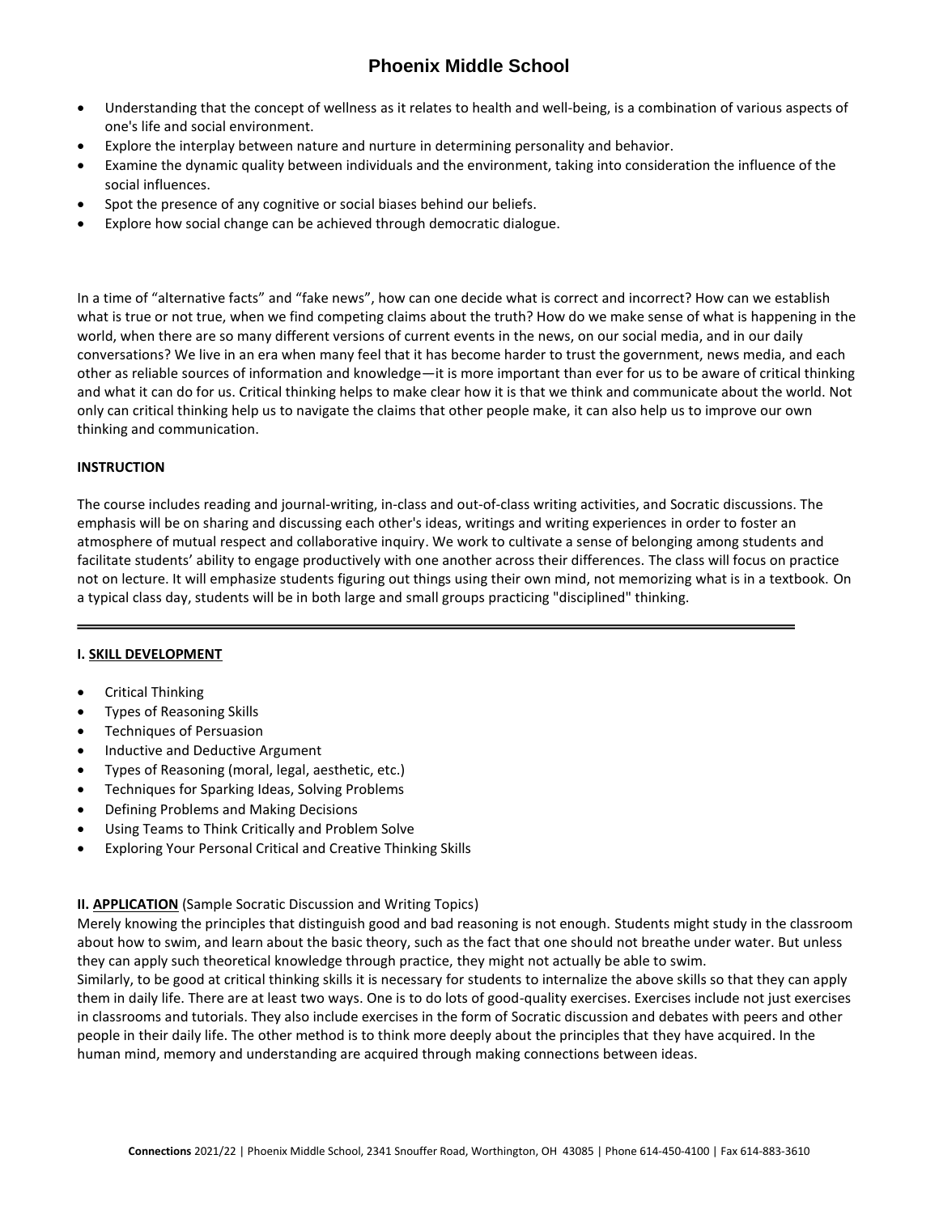- Understanding that the concept of wellness as it relates to health and well-being, is a combination of various aspects of one's life and social environment.
- Explore the interplay between nature and nurture in determining personality and behavior.
- Examine the dynamic quality between individuals and the environment, taking into consideration the influence of the social influences.
- Spot the presence of any cognitive or social biases behind our beliefs.
- Explore how social change can be achieved through democratic dialogue.

In a time of "alternative facts" and "fake news", how can one decide what is correct and incorrect? How can we establish what is true or not true, when we find competing claims about the truth? How do we make sense of what is happening in the world, when there are so many different versions of current events in the news, on our social media, and in our daily conversations? We live in an era when many feel that it has become harder to trust the government, news media, and each other as reliable sources of information and knowledge—it is more important than ever for us to be aware of critical thinking and what it can do for us. Critical thinking helps to make clear how it is that we think and communicate about the world. Not only can critical thinking help us to navigate the claims that other people make, it can also help us to improve our own thinking and communication.

**INSTRUCTION**

The course includes reading and journal-writing, in-class and out-of-class writing activities, and Socratic discussions. The emphasis will be on sharing and discussing each other's ideas, writings and writing experiences in order to foster an atmosphere of mutual respect and collaborative inquiry. We work to cultivate a sense of belonging among students and facilitate students' ability to engage productively with one another across their differences. The class will focus on practice not on lecture. It will emphasize students figuring out things using their own mind, not memorizing what is in a textbook. On a typical class day, students will be in both large and small groups practicing "disciplined" thinking.

---

**I. SKILL DEVELOPMENT**

- Critical Thinking
- Types of Reasoning Skills
- Techniques of Persuasion
- Inductive and Deductive Argument
- Types of Reasoning (moral, legal, aesthetic, etc.)
- Techniques for Sparking Ideas, Solving Problems
- Defining Problems and Making Decisions
- Using Teams to Think Critically and Problem Solve
- Exploring Your Personal Critical and Creative Thinking Skills

**II. APPLICATION** (Sample Socratic Discussion and Writing Topics)

Merely knowing the principles that distinguish good and bad reasoning is not enough. Students might study in the classroom about how to swim, and learn about the basic theory, such as the fact that one should not breathe under water. But unless they can apply such theoretical knowledge through practice, they might not actually be able to swim.

Similarly, to be good at critical thinking skills it is necessary for students to internalize the above skills so that they can apply them in daily life. There are at least two ways. One is to do lots of good-quality exercises. Exercises include not just exercises in classrooms and tutorials. They also include exercises in the form of Socratic discussion and debates with peers and other people in their daily life. The other method is to think more deeply about the principles that they have acquired. In the human mind, memory and understanding are acquired through making connections between ideas.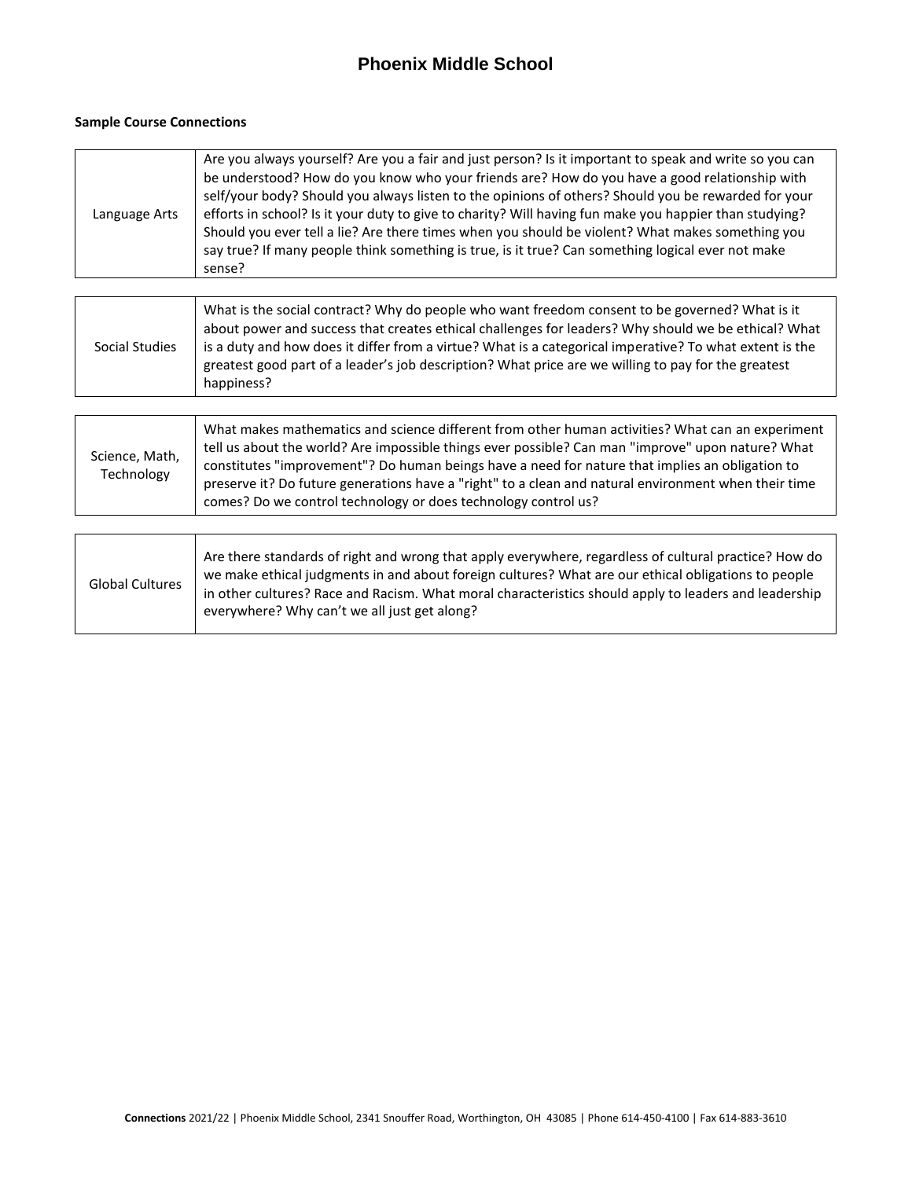# Phoenix Middle School

**Sample Course Connections**

| | |
|---|---|
| Language Arts | Are you always yourself? Are you a fair and just person? Is it important to speak and write so you can be understood? How do you know who your friends are? How do you have a good relationship with self/your body? Should you always listen to the opinions of others? Should you be rewarded for your efforts in school? Is it your duty to give to charity? Will having fun make you happier than studying? Should you ever tell a lie? Are there times when you should be violent? What makes something you say true? If many people think something is true, is it true? Can something logical ever not make sense? |

| | |
|---|---|
| Social Studies | What is the social contract? Why do people who want freedom consent to be governed? What is it about power and success that creates ethical challenges for leaders? Why should we be ethical? What is a duty and how does it differ from a virtue? What is a categorical imperative? To what extent is the greatest good part of a leader's job description? What price are we willing to pay for the greatest happiness? |

| | |
|---|---|
| Science, Math, Technology | What makes mathematics and science different from other human activities? What can an experiment tell us about the world? Are impossible things ever possible? Can man "improve" upon nature? What constitutes "improvement"? Do human beings have a need for nature that implies an obligation to preserve it? Do future generations have a "right" to a clean and natural environment when their time comes? Do we control technology or does technology control us? |

| | |
|---|---|
| Global Cultures | Are there standards of right and wrong that apply everywhere, regardless of cultural practice? How do we make ethical judgments in and about foreign cultures? What are our ethical obligations to people in other cultures? Race and Racism. What moral characteristics should apply to leaders and leadership everywhere? Why can't we all just get along? |